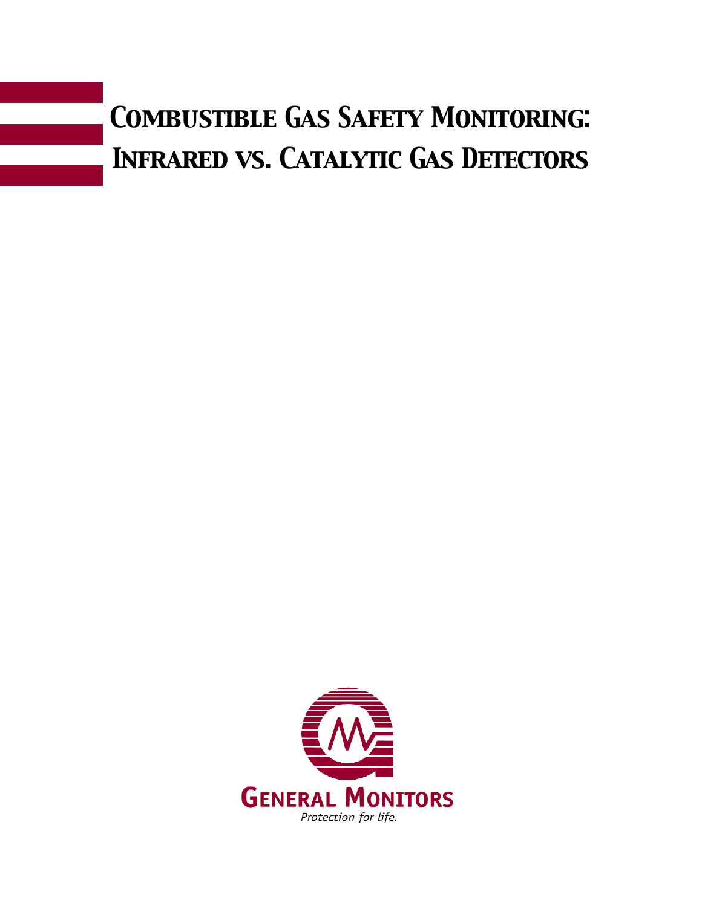# Combustible Gas Safety Monitoring: Infrared vs. Catalytic Gas Detectors

**General Monitors**

*Protection for life.*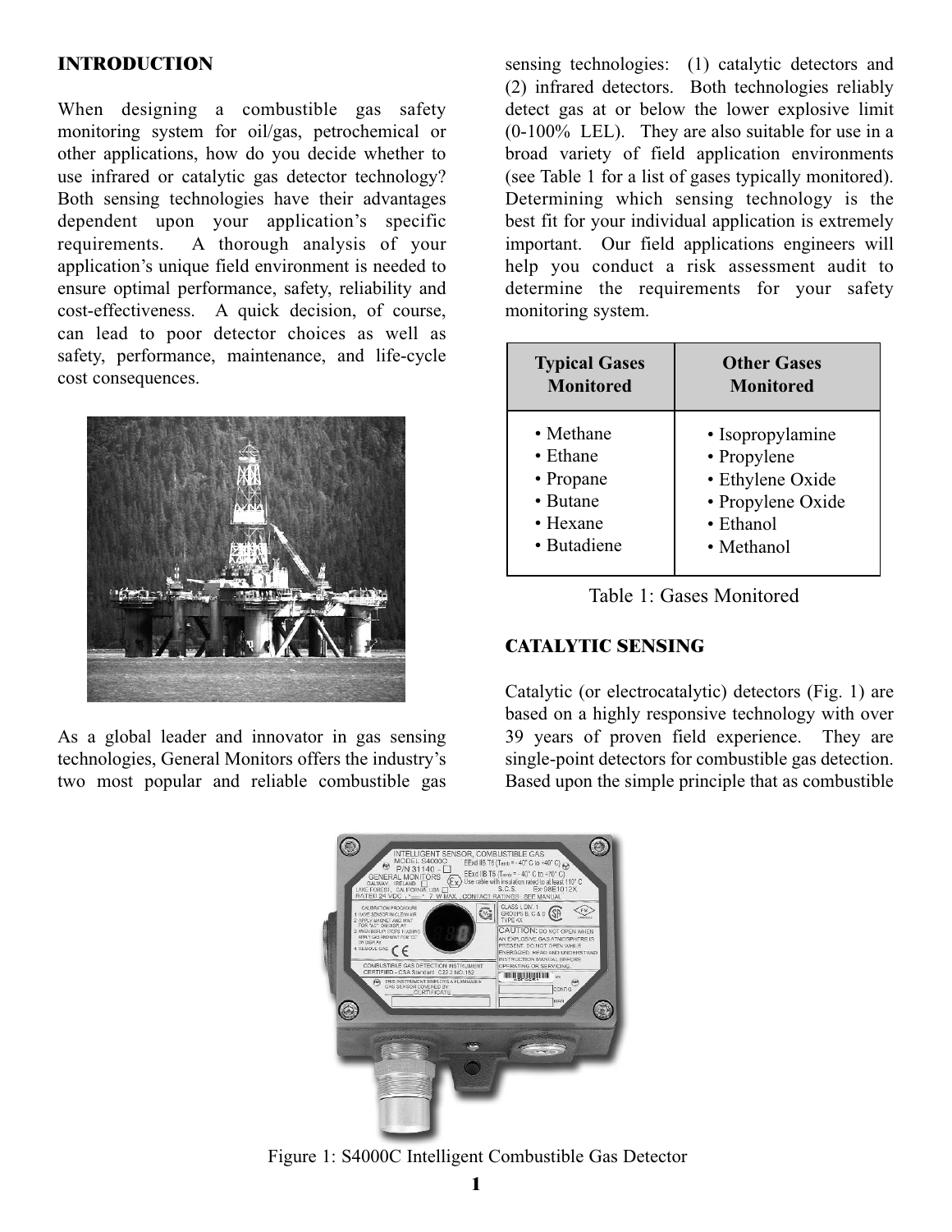## INTRODUCTION

When designing a combustible gas safety monitoring system for oil/gas, petrochemical or other applications, how do you decide whether to use infrared or catalytic gas detector technology? Both sensing technologies have their advantages dependent upon your application's specific requirements. A thorough analysis of your application's unique field environment is needed to ensure optimal performance, safety, reliability and cost-effectiveness. A quick decision, of course, can lead to poor detector choices as well as safety, performance, maintenance, and life-cycle cost consequences.

As a global leader and innovator in gas sensing technologies, General Monitors offers the industry's two most popular and reliable combustible gas sensing technologies: (1) catalytic detectors and (2) infrared detectors. Both technologies reliably detect gas at or below the lower explosive limit (0-100% LEL). They are also suitable for use in a broad variety of field application environments (see Table 1 for a list of gases typically monitored). Determining which sensing technology is the best fit for your individual application is extremely important. Our field applications engineers will help you conduct a risk assessment audit to determine the requirements for your safety monitoring system.

| Typical Gases Monitored | Other Gases Monitored |
|---|---|
| • Methane<br>• Ethane<br>• Propane<br>• Butane<br>• Hexane<br>• Butadiene | • Isopropylamine<br>• Propylene<br>• Ethylene Oxide<br>• Propylene Oxide<br>• Ethanol<br>• Methanol |

Table 1: Gases Monitored

## CATALYTIC SENSING

Catalytic (or electrocatalytic) detectors (Fig. 1) are based on a highly responsive technology with over 39 years of proven field experience. They are single-point detectors for combustible gas detection. Based upon the simple principle that as combustible

Figure 1: S4000C Intelligent Combustible Gas Detector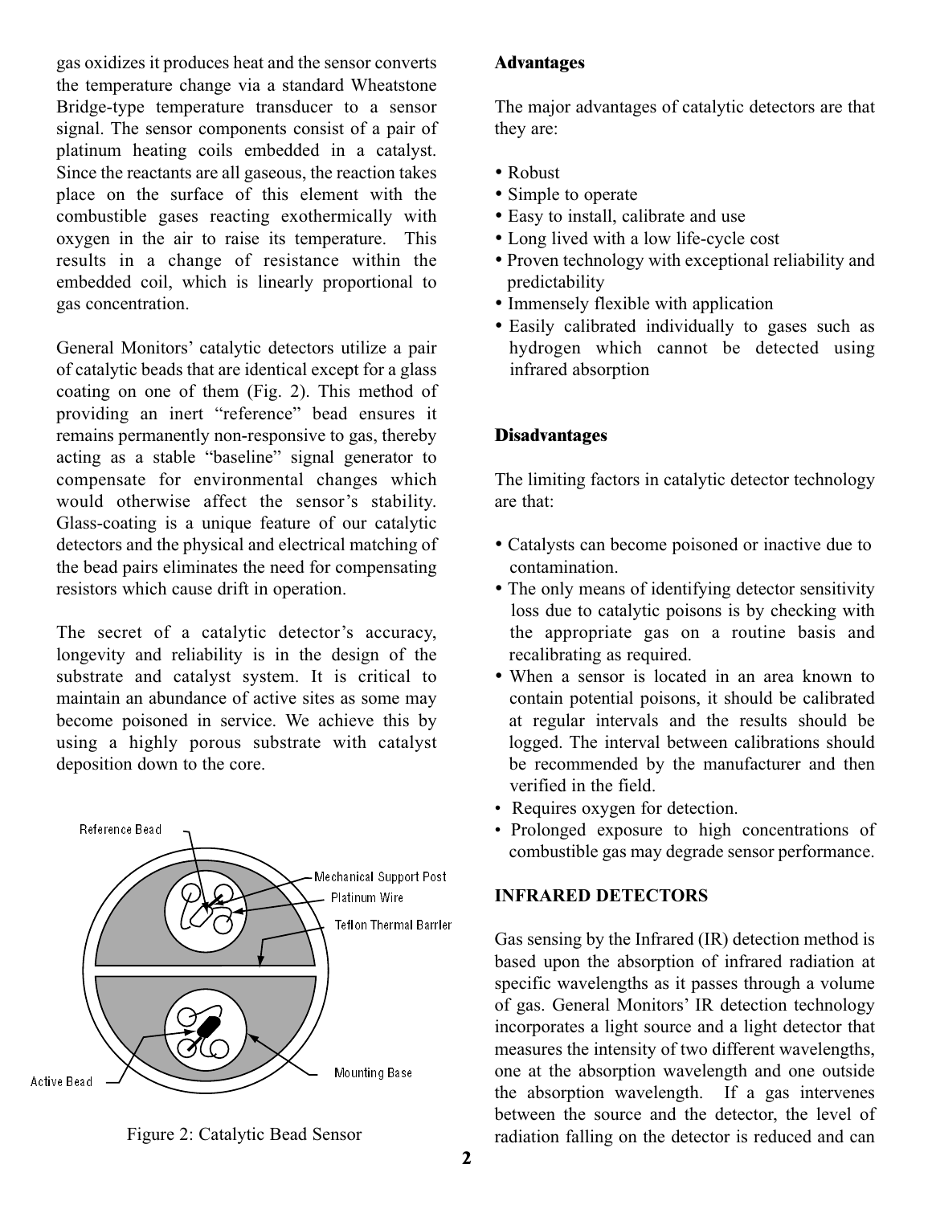gas oxidizes it produces heat and the sensor converts the temperature change via a standard Wheatstone Bridge-type temperature transducer to a sensor signal. The sensor components consist of a pair of platinum heating coils embedded in a catalyst. Since the reactants are all gaseous, the reaction takes place on the surface of this element with the combustible gases reacting exothermically with oxygen in the air to raise its temperature. This results in a change of resistance within the embedded coil, which is linearly proportional to gas concentration.

General Monitors' catalytic detectors utilize a pair of catalytic beads that are identical except for a glass coating on one of them (Fig. 2). This method of providing an inert "reference" bead ensures it remains permanently non-responsive to gas, thereby acting as a stable "baseline" signal generator to compensate for environmental changes which would otherwise affect the sensor's stability. Glass-coating is a unique feature of our catalytic detectors and the physical and electrical matching of the bead pairs eliminates the need for compensating resistors which cause drift in operation.

The secret of a catalytic detector's accuracy, longevity and reliability is in the design of the substrate and catalyst system. It is critical to maintain an abundance of active sites as some may become poisoned in service. We achieve this by using a highly porous substrate with catalyst deposition down to the core.

Reference Bead

Mechanical Support Post

Platinum Wire

Teflon Thermal Barrier

Active Bead

Mounting Base

Figure 2: Catalytic Bead Sensor

**Advantages**

The major advantages of catalytic detectors are that they are:

- Robust
- Simple to operate
- Easy to install, calibrate and use
- Long lived with a low life-cycle cost
- Proven technology with exceptional reliability and predictability
- Immensely flexible with application
- Easily calibrated individually to gases such as hydrogen which cannot be detected using infrared absorption

**Disadvantages**

The limiting factors in catalytic detector technology are that:

- Catalysts can become poisoned or inactive due to contamination.
- The only means of identifying detector sensitivity loss due to catalytic poisons is by checking with the appropriate gas on a routine basis and recalibrating as required.
- When a sensor is located in an area known to contain potential poisons, it should be calibrated at regular intervals and the results should be logged. The interval between calibrations should be recommended by the manufacturer and then verified in the field.
- Requires oxygen for detection.
- Prolonged exposure to high concentrations of combustible gas may degrade sensor performance.

**INFRARED DETECTORS**

Gas sensing by the Infrared (IR) detection method is based upon the absorption of infrared radiation at specific wavelengths as it passes through a volume of gas. General Monitors' IR detection technology incorporates a light source and a light detector that measures the intensity of two different wavelengths, one at the absorption wavelength and one outside the absorption wavelength. If a gas intervenes between the source and the detector, the level of radiation falling on the detector is reduced and can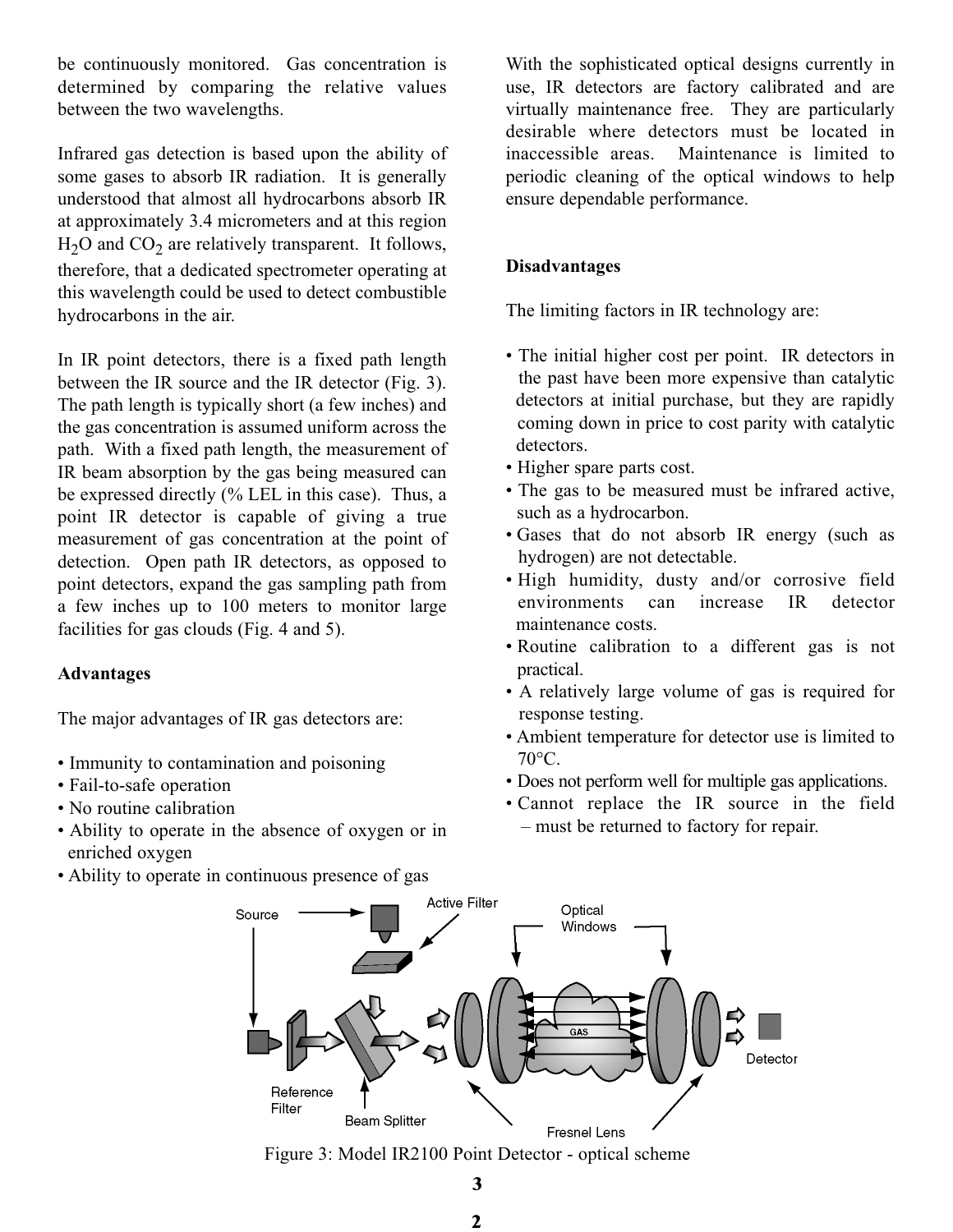be continuously monitored. Gas concentration is determined by comparing the relative values between the two wavelengths.

Infrared gas detection is based upon the ability of some gases to absorb IR radiation. It is generally understood that almost all hydrocarbons absorb IR at approximately 3.4 micrometers and at this region $H_2O$ and $CO_2$ are relatively transparent. It follows, therefore, that a dedicated spectrometer operating at this wavelength could be used to detect combustible hydrocarbons in the air.

In IR point detectors, there is a fixed path length between the IR source and the IR detector (Fig. 3). The path length is typically short (a few inches) and the gas concentration is assumed uniform across the path. With a fixed path length, the measurement of IR beam absorption by the gas being measured can be expressed directly (% LEL in this case). Thus, a point IR detector is capable of giving a true measurement of gas concentration at the point of detection. Open path IR detectors, as opposed to point detectors, expand the gas sampling path from a few inches up to 100 meters to monitor large facilities for gas clouds (Fig. 4 and 5).

**Advantages**

The major advantages of IR gas detectors are:

- Immunity to contamination and poisoning
- Fail-to-safe operation
- No routine calibration
- Ability to operate in the absence of oxygen or in enriched oxygen
- Ability to operate in continuous presence of gas

With the sophisticated optical designs currently in use, IR detectors are factory calibrated and are virtually maintenance free. They are particularly desirable where detectors must be located in inaccessible areas. Maintenance is limited to periodic cleaning of the optical windows to help ensure dependable performance.

**Disadvantages**

The limiting factors in IR technology are:

- The initial higher cost per point. IR detectors in the past have been more expensive than catalytic detectors at initial purchase, but they are rapidly coming down in price to cost parity with catalytic detectors.
- Higher spare parts cost.
- The gas to be measured must be infrared active, such as a hydrocarbon.
- Gases that do not absorb IR energy (such as hydrogen) are not detectable.
- High humidity, dusty and/or corrosive field environments can increase IR detector maintenance costs.
- Routine calibration to a different gas is not practical.
- A relatively large volume of gas is required for response testing.
- Ambient temperature for detector use is limited to 70°C.
- Does not perform well for multiple gas applications.
- Cannot replace the IR source in the field – must be returned to factory for repair.

Figure 3: Model IR2100 Point Detector - optical scheme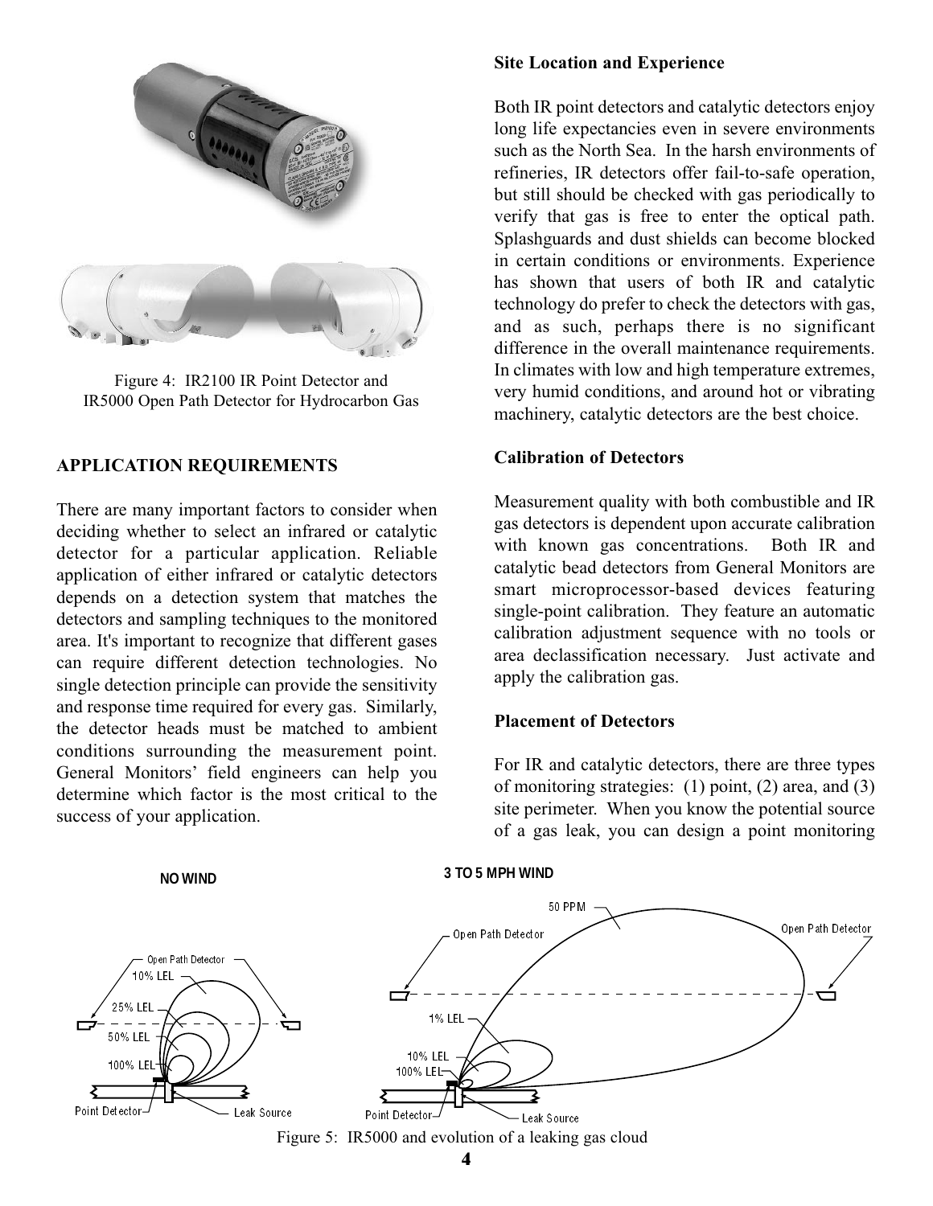Figure 4: IR2100 IR Point Detector and IR5000 Open Path Detector for Hydrocarbon Gas

### APPLICATION REQUIREMENTS

There are many important factors to consider when deciding whether to select an infrared or catalytic detector for a particular application. Reliable application of either infrared or catalytic detectors depends on a detection system that matches the detectors and sampling techniques to the monitored area. It's important to recognize that different gases can require different detection technologies. No single detection principle can provide the sensitivity and response time required for every gas. Similarly, the detector heads must be matched to ambient conditions surrounding the measurement point. General Monitors' field engineers can help you determine which factor is the most critical to the success of your application.

**Site Location and Experience**

Both IR point detectors and catalytic detectors enjoy long life expectancies even in severe environments such as the North Sea. In the harsh environments of refineries, IR detectors offer fail-to-safe operation, but still should be checked with gas periodically to verify that gas is free to enter the optical path. Splashguards and dust shields can become blocked in certain conditions or environments. Experience has shown that users of both IR and catalytic technology do prefer to check the detectors with gas, and as such, perhaps there is no significant difference in the overall maintenance requirements. In climates with low and high temperature extremes, very humid conditions, and around hot or vibrating machinery, catalytic detectors are the best choice.

**Calibration of Detectors**

Measurement quality with both combustible and IR gas detectors is dependent upon accurate calibration with known gas concentrations. Both IR and catalytic bead detectors from General Monitors are smart microprocessor-based devices featuring single-point calibration. They feature an automatic calibration adjustment sequence with no tools or area declassification necessary. Just activate and apply the calibration gas.

**Placement of Detectors**

For IR and catalytic detectors, there are three types of monitoring strategies: (1) point, (2) area, and (3) site perimeter. When you know the potential source of a gas leak, you can design a point monitoring

NO WIND

3 TO 5 MPH WIND

Figure 5: IR5000 and evolution of a leaking gas cloud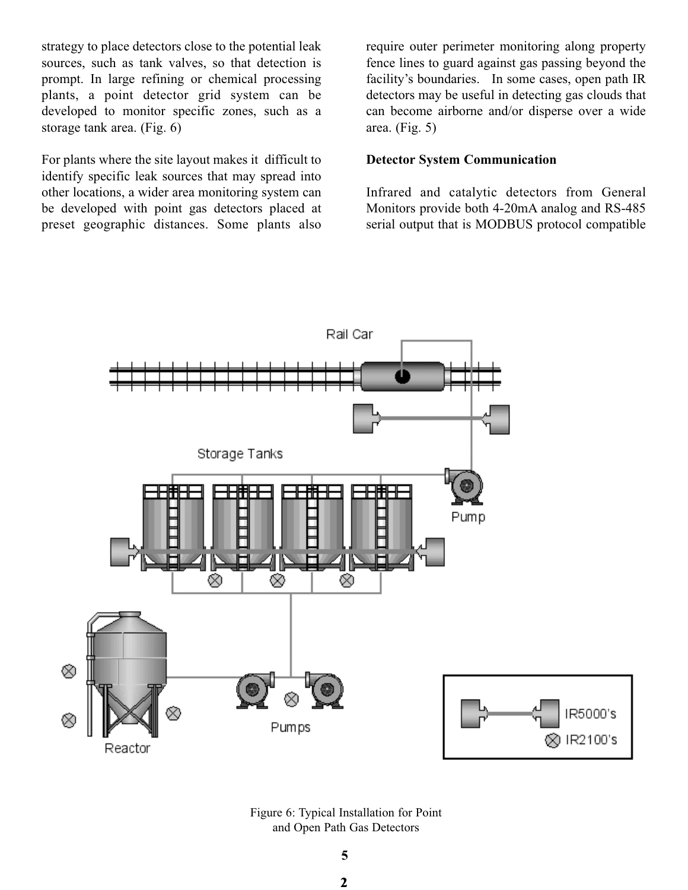strategy to place detectors close to the potential leak sources, such as tank valves, so that detection is prompt. In large refining or chemical processing plants, a point detector grid system can be developed to monitor specific zones, such as a storage tank area. (Fig. 6)

For plants where the site layout makes it difficult to identify specific leak sources that may spread into other locations, a wider area monitoring system can be developed with point gas detectors placed at preset geographic distances. Some plants also require outer perimeter monitoring along property fence lines to guard against gas passing beyond the facility's boundaries. In some cases, open path IR detectors may be useful in detecting gas clouds that can become airborne and/or disperse over a wide area. (Fig. 5)

**Detector System Communication**

Infrared and catalytic detectors from General Monitors provide both 4-20mA analog and RS-485 serial output that is MODBUS protocol compatible

Figure 6: Typical Installation for Point and Open Path Gas Detectors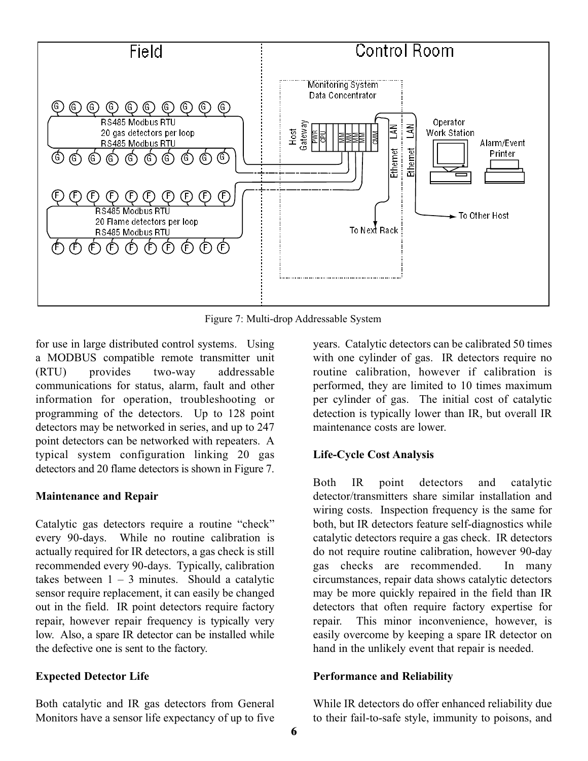Figure 7: Multi-drop Addressable System

for use in large distributed control systems. Using a MODBUS compatible remote transmitter unit (RTU) provides two-way addressable communications for status, alarm, fault and other information for operation, troubleshooting or programming of the detectors. Up to 128 point detectors may be networked in series, and up to 247 point detectors can be networked with repeaters. A typical system configuration linking 20 gas detectors and 20 flame detectors is shown in Figure 7.

**Maintenance and Repair**

Catalytic gas detectors require a routine "check" every 90-days. While no routine calibration is actually required for IR detectors, a gas check is still recommended every 90-days. Typically, calibration takes between 1 – 3 minutes. Should a catalytic sensor require replacement, it can easily be changed out in the field. IR point detectors require factory repair, however repair frequency is typically very low. Also, a spare IR detector can be installed while the defective one is sent to the factory.

**Expected Detector Life**

Both catalytic and IR gas detectors from General Monitors have a sensor life expectancy of up to five years. Catalytic detectors can be calibrated 50 times with one cylinder of gas. IR detectors require no routine calibration, however if calibration is performed, they are limited to 10 times maximum per cylinder of gas. The initial cost of catalytic detection is typically lower than IR, but overall IR maintenance costs are lower.

**Life-Cycle Cost Analysis**

Both IR point detectors and catalytic detector/transmitters share similar installation and wiring costs. Inspection frequency is the same for both, but IR detectors feature self-diagnostics while catalytic detectors require a gas check. IR detectors do not require routine calibration, however 90-day gas checks are recommended. In many circumstances, repair data shows catalytic detectors may be more quickly repaired in the field than IR detectors that often require factory expertise for repair. This minor inconvenience, however, is easily overcome by keeping a spare IR detector on hand in the unlikely event that repair is needed.

**Performance and Reliability**

While IR detectors do offer enhanced reliability due to their fail-to-safe style, immunity to poisons, and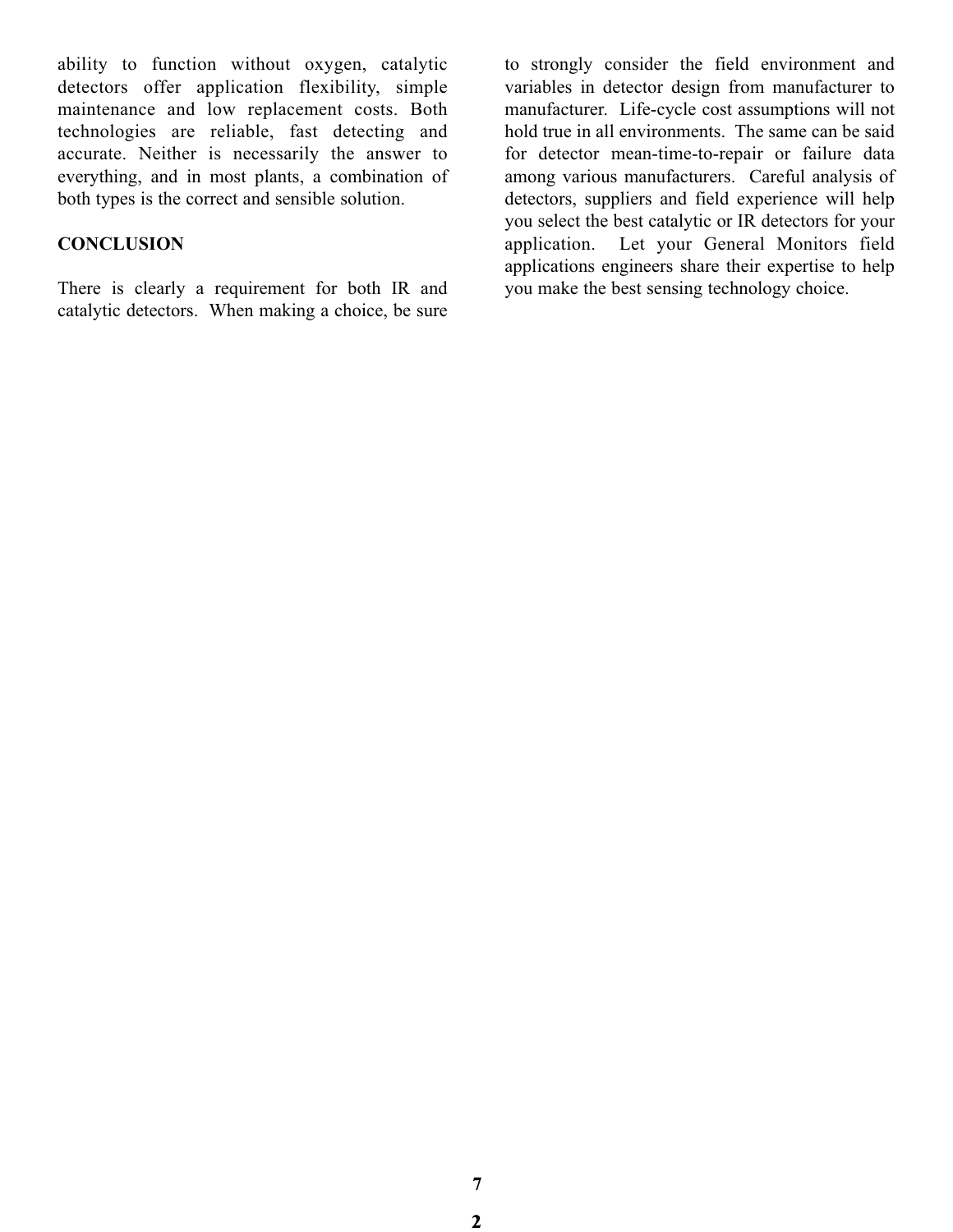ability to function without oxygen, catalytic detectors offer application flexibility, simple maintenance and low replacement costs. Both technologies are reliable, fast detecting and accurate. Neither is necessarily the answer to everything, and in most plants, a combination of both types is the correct and sensible solution.

**CONCLUSION**

There is clearly a requirement for both IR and catalytic detectors. When making a choice, be sure to strongly consider the field environment and variables in detector design from manufacturer to manufacturer. Life-cycle cost assumptions will not hold true in all environments. The same can be said for detector mean-time-to-repair or failure data among various manufacturers. Careful analysis of detectors, suppliers and field experience will help you select the best catalytic or IR detectors for your application. Let your General Monitors field applications engineers share their expertise to help you make the best sensing technology choice.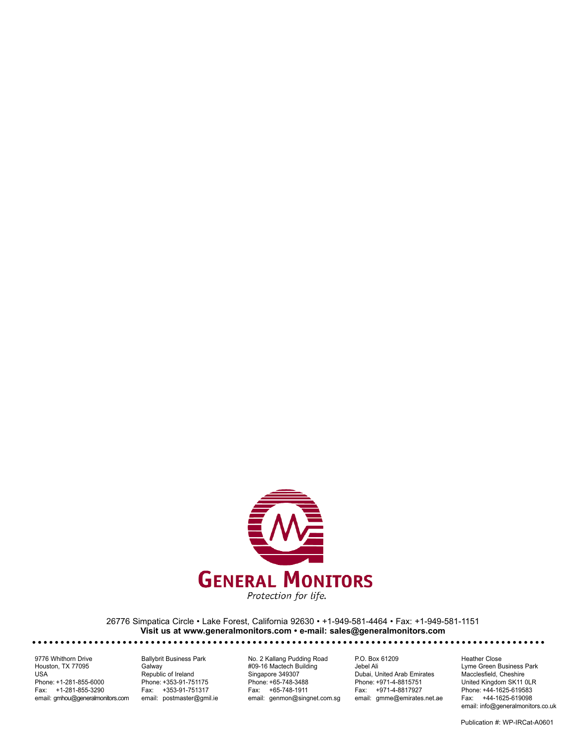**GENERAL MONITORS**

*Protection for life.*

26776 Simpatica Circle • Lake Forest, California 92630 • +1-949-581-4464 • Fax: +1-949-581-1151

**Visit us at www.generalmonitors.com • e-mail: sales@generalmonitors.com**

9776 Whithorn Drive
Houston, TX 77095
USA
Phone: +1-281-855-6000
Fax: +1-281-855-3290
email: gmhou@generalmonitors.com

Ballybrit Business Park
Galway
Republic of Ireland
Phone: +353-91-751175
Fax: +353-91-751317
email: postmaster@gmil.ie

No. 2 Kallang Pudding Road
#09-16 Mactech Building
Singapore 349307
Phone: +65-748-3488
Fax: +65-748-1911
email: genmon@singnet.com.sg

P.O. Box 61209
Jebel Ali
Dubai, United Arab Emirates
Phone: +971-4-8815751
Fax: +971-4-8817927
email: gmme@emirates.net.ae

Heather Close
Lyme Green Business Park
Macclesfield, Cheshire
United Kingdom SK11 0LR
Phone: +44-1625-619583
Fax: +44-1625-619098
email: info@generalmonitors.co.uk

Publication #: WP-IRCat-A0601